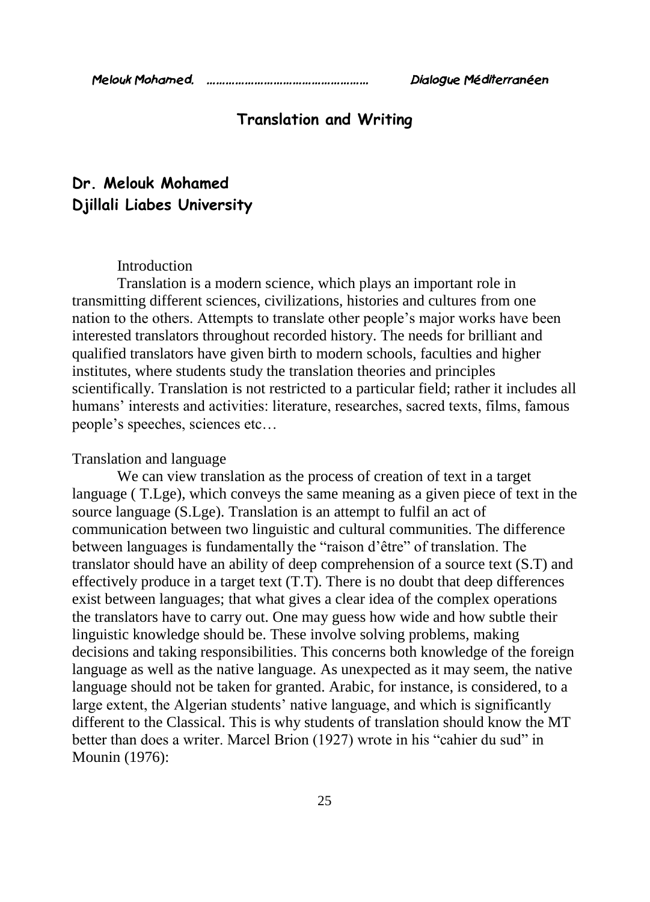# Translation and Writing

**Dr. Melouk Mohamed**
**Djillali Liabes University**

## Introduction

Translation is a modern science, which plays an important role in transmitting different sciences, civilizations, histories and cultures from one nation to the others. Attempts to translate other people's major works have been interested translators throughout recorded history. The needs for brilliant and qualified translators have given birth to modern schools, faculties and higher institutes, where students study the translation theories and principles scientifically. Translation is not restricted to a particular field; rather it includes all humans' interests and activities: literature, researches, sacred texts, films, famous people's speeches, sciences etc…

## Translation and language

We can view translation as the process of creation of text in a target language ( T.Lge), which conveys the same meaning as a given piece of text in the source language (S.Lge). Translation is an attempt to fulfil an act of communication between two linguistic and cultural communities. The difference between languages is fundamentally the "raison d'être" of translation. The translator should have an ability of deep comprehension of a source text (S.T) and effectively produce in a target text (T.T). There is no doubt that deep differences exist between languages; that what gives a clear idea of the complex operations the translators have to carry out. One may guess how wide and how subtle their linguistic knowledge should be. These involve solving problems, making decisions and taking responsibilities. This concerns both knowledge of the foreign language as well as the native language. As unexpected as it may seem, the native language should not be taken for granted. Arabic, for instance, is considered, to a large extent, the Algerian students' native language, and which is significantly different to the Classical. This is why students of translation should know the MT better than does a writer. Marcel Brion (1927) wrote in his "cahier du sud" in Mounin (1976):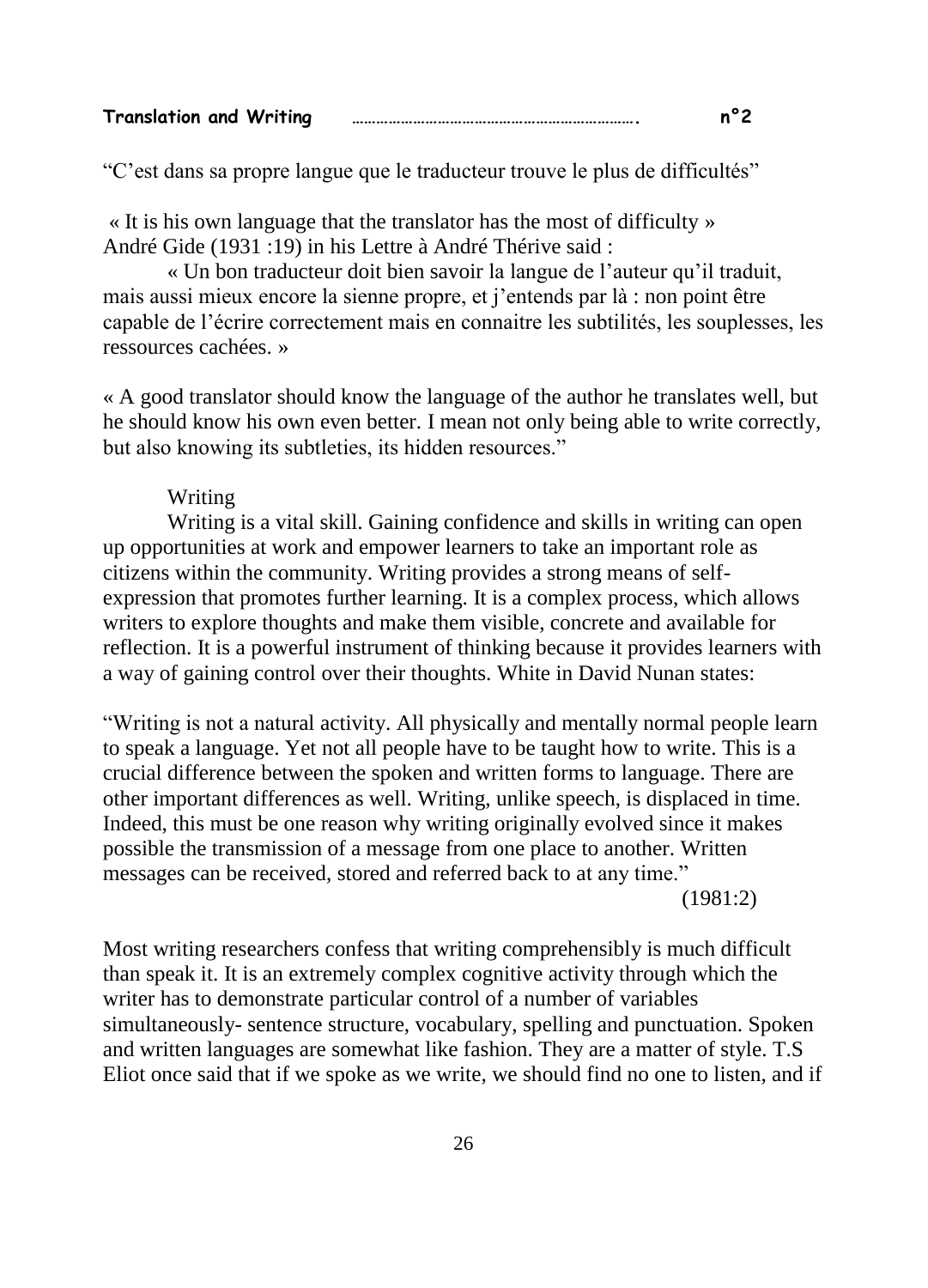**Translation and Writing** ………………………………………………………………. n°2

"C'est dans sa propre langue que le traducteur trouve le plus de difficultés"

« It is his own language that the translator has the most of difficulty »
André Gide (1931 :19) in his Lettre à André Thérive said :

« Un bon traducteur doit bien savoir la langue de l'auteur qu'il traduit, mais aussi mieux encore la sienne propre, et j'entends par là : non point être capable de l'écrire correctement mais en connaitre les subtilités, les souplesses, les ressources cachées. »

« A good translator should know the language of the author he translates well, but he should know his own even better. I mean not only being able to write correctly, but also knowing its subtleties, its hidden resources."

Writing

Writing is a vital skill. Gaining confidence and skills in writing can open up opportunities at work and empower learners to take an important role as citizens within the community. Writing provides a strong means of self-expression that promotes further learning. It is a complex process, which allows writers to explore thoughts and make them visible, concrete and available for reflection. It is a powerful instrument of thinking because it provides learners with a way of gaining control over their thoughts. White in David Nunan states:

"Writing is not a natural activity. All physically and mentally normal people learn to speak a language. Yet not all people have to be taught how to write. This is a crucial difference between the spoken and written forms to language. There are other important differences as well. Writing, unlike speech, is displaced in time. Indeed, this must be one reason why writing originally evolved since it makes possible the transmission of a message from one place to another. Written messages can be received, stored and referred back to at any time."
(1981:2)

Most writing researchers confess that writing comprehensibly is much difficult than speak it. It is an extremely complex cognitive activity through which the writer has to demonstrate particular control of a number of variables simultaneously- sentence structure, vocabulary, spelling and punctuation. Spoken and written languages are somewhat like fashion. They are a matter of style. T.S Eliot once said that if we spoke as we write, we should find no one to listen, and if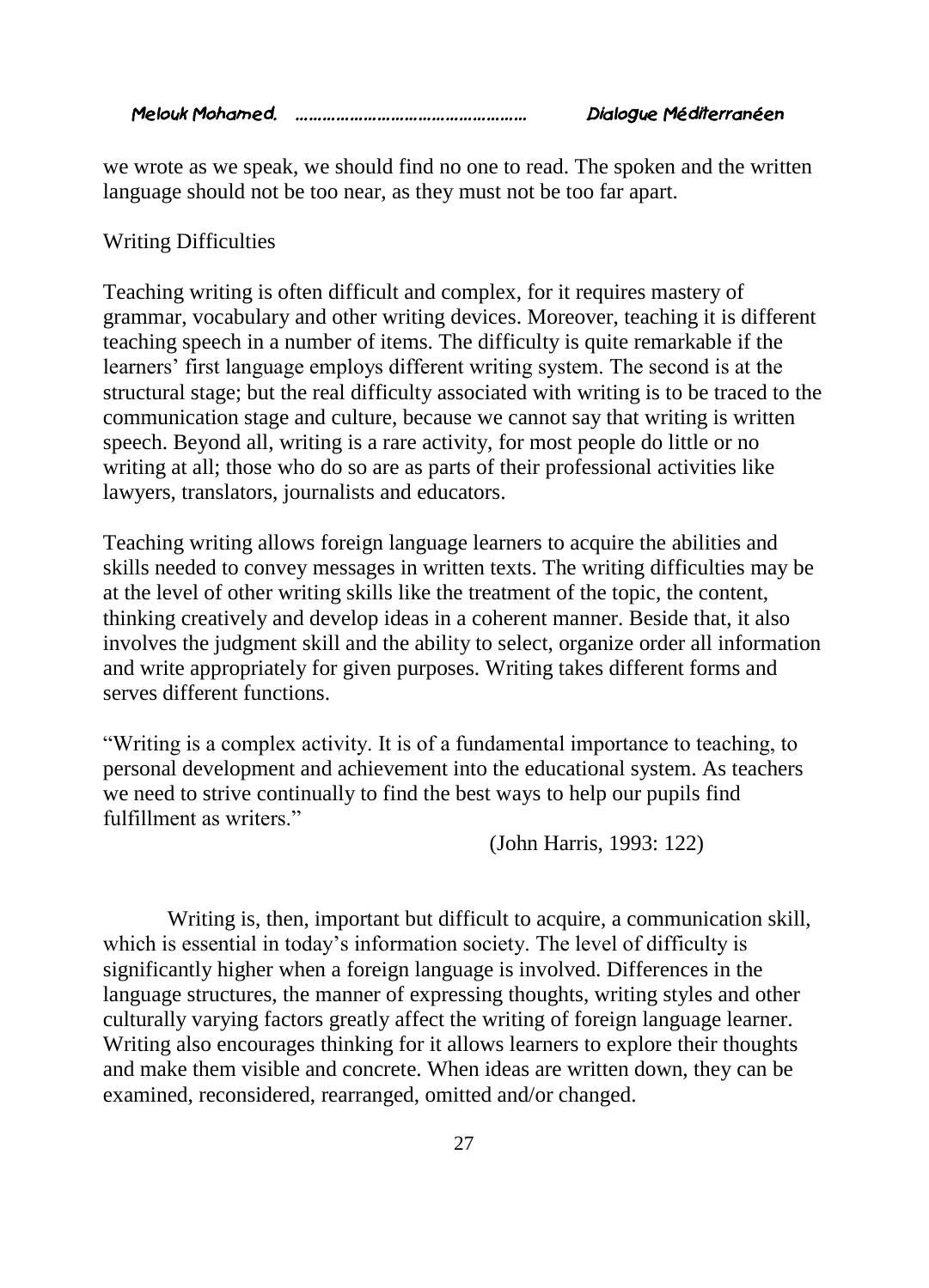we wrote as we speak, we should find no one to read. The spoken and the written language should not be too near, as they must not be too far apart.

## Writing Difficulties

Teaching writing is often difficult and complex, for it requires mastery of grammar, vocabulary and other writing devices. Moreover, teaching it is different teaching speech in a number of items. The difficulty is quite remarkable if the learners' first language employs different writing system. The second is at the structural stage; but the real difficulty associated with writing is to be traced to the communication stage and culture, because we cannot say that writing is written speech. Beyond all, writing is a rare activity, for most people do little or no writing at all; those who do so are as parts of their professional activities like lawyers, translators, journalists and educators.

Teaching writing allows foreign language learners to acquire the abilities and skills needed to convey messages in written texts. The writing difficulties may be at the level of other writing skills like the treatment of the topic, the content, thinking creatively and develop ideas in a coherent manner. Beside that, it also involves the judgment skill and the ability to select, organize order all information and write appropriately for given purposes. Writing takes different forms and serves different functions.

"Writing is a complex activity. It is of a fundamental importance to teaching, to personal development and achievement into the educational system. As teachers we need to strive continually to find the best ways to help our pupils find fulfillment as writers."

(John Harris, 1993: 122)

Writing is, then, important but difficult to acquire, a communication skill, which is essential in today's information society. The level of difficulty is significantly higher when a foreign language is involved. Differences in the language structures, the manner of expressing thoughts, writing styles and other culturally varying factors greatly affect the writing of foreign language learner. Writing also encourages thinking for it allows learners to explore their thoughts and make them visible and concrete. When ideas are written down, they can be examined, reconsidered, rearranged, omitted and/or changed.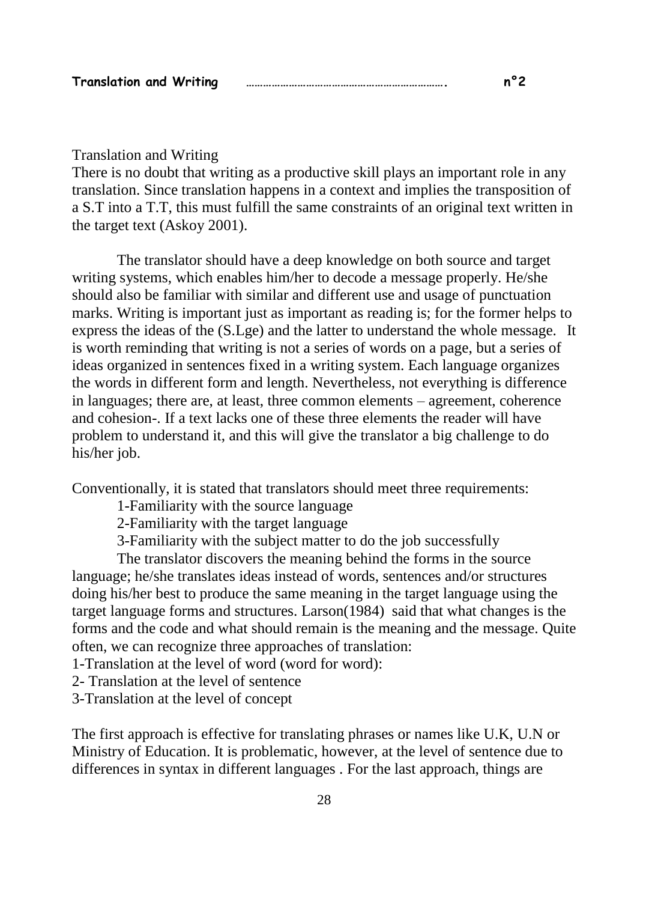## Translation and Writing

There is no doubt that writing as a productive skill plays an important role in any translation. Since translation happens in a context and implies the transposition of a S.T into a T.T, this must fulfill the same constraints of an original text written in the target text (Askoy 2001).

The translator should have a deep knowledge on both source and target writing systems, which enables him/her to decode a message properly. He/she should also be familiar with similar and different use and usage of punctuation marks. Writing is important just as important as reading is; for the former helps to express the ideas of the (S.Lge) and the latter to understand the whole message. It is worth reminding that writing is not a series of words on a page, but a series of ideas organized in sentences fixed in a writing system. Each language organizes the words in different form and length. Nevertheless, not everything is difference in languages; there are, at least, three common elements – agreement, coherence and cohesion-. If a text lacks one of these three elements the reader will have problem to understand it, and this will give the translator a big challenge to do his/her job.

Conventionally, it is stated that translators should meet three requirements:

1-Familiarity with the source language

2-Familiarity with the target language

3-Familiarity with the subject matter to do the job successfully

The translator discovers the meaning behind the forms in the source language; he/she translates ideas instead of words, sentences and/or structures doing his/her best to produce the same meaning in the target language using the target language forms and structures. Larson(1984) said that what changes is the forms and the code and what should remain is the meaning and the message. Quite often, we can recognize three approaches of translation:

1-Translation at the level of word (word for word):

2- Translation at the level of sentence

3-Translation at the level of concept

The first approach is effective for translating phrases or names like U.K, U.N or Ministry of Education. It is problematic, however, at the level of sentence due to differences in syntax in different languages . For the last approach, things are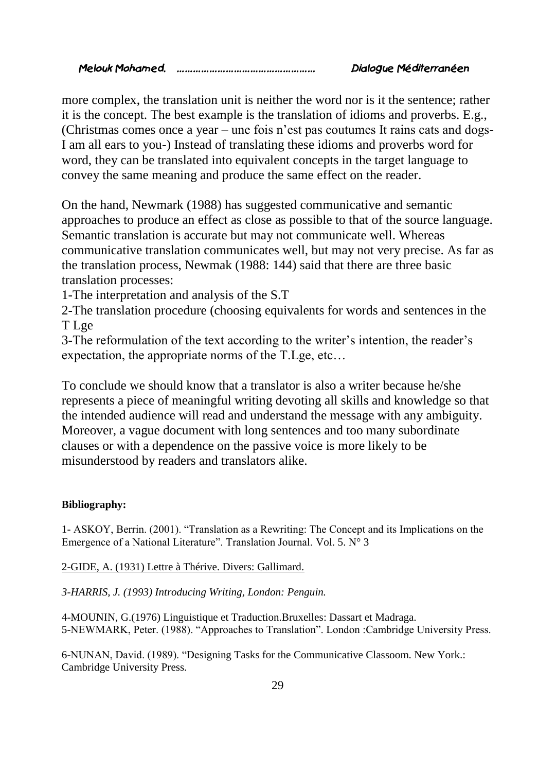more complex, the translation unit is neither the word nor is it the sentence; rather it is the concept. The best example is the translation of idioms and proverbs. E.g., (Christmas comes once a year – une fois n'est pas coutumes It rains cats and dogs- I am all ears to you-) Instead of translating these idioms and proverbs word for word, they can be translated into equivalent concepts in the target language to convey the same meaning and produce the same effect on the reader.

On the hand, Newmark (1988) has suggested communicative and semantic approaches to produce an effect as close as possible to that of the source language. Semantic translation is accurate but may not communicate well. Whereas communicative translation communicates well, but may not very precise. As far as the translation process, Newmak (1988: 144) said that there are three basic translation processes:

1-The interpretation and analysis of the S.T

2-The translation procedure (choosing equivalents for words and sentences in the T Lge

3-The reformulation of the text according to the writer's intention, the reader's expectation, the appropriate norms of the T.Lge, etc…

To conclude we should know that a translator is also a writer because he/she represents a piece of meaningful writing devoting all skills and knowledge so that the intended audience will read and understand the message with any ambiguity. Moreover, a vague document with long sentences and too many subordinate clauses or with a dependence on the passive voice is more likely to be misunderstood by readers and translators alike.

**Bibliography:**

1- ASKOY, Berrin. (2001). "Translation as a Rewriting: The Concept and its Implications on the Emergence of a National Literature". Translation Journal. Vol. 5. N° 3

2-GIDE, A. (1931) Lettre à Thérive. Divers: Gallimard.

*3-HARRIS, J. (1993) Introducing Writing, London: Penguin.*

4-MOUNIN, G.(1976) Linguistique et Traduction.Bruxelles: Dassart et Madraga.

5-NEWMARK, Peter. (1988). "Approaches to Translation". London :Cambridge University Press.

6-NUNAN, David. (1989). "Designing Tasks for the Communicative Classoom. New York.: Cambridge University Press.